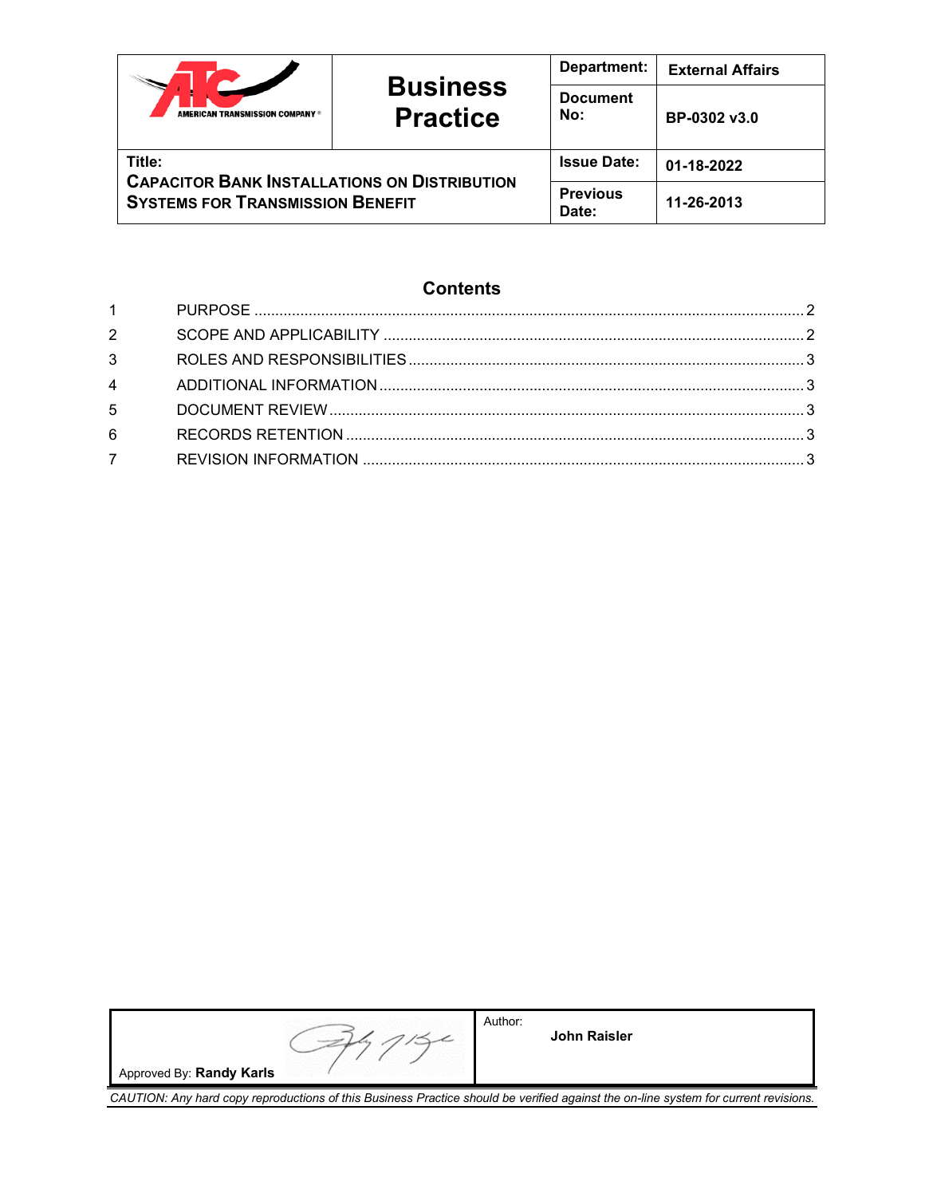| AMERICAN TRANSMISSION COMPANY® | Business Practice | Department: | External Affairs |
|---|---|---|---|
| | | Document No: | BP-0302 v3.0 |
| Title: CAPACITOR BANK INSTALLATIONS ON DISTRIBUTION SYSTEMS FOR TRANSMISSION BENEFIT | | Issue Date: | 01-18-2022 |
| | | Previous Date: | 11-26-2013 |

## Contents

1 PURPOSE ..... 2

2 SCOPE AND APPLICABILITY ..... 2

3 ROLES AND RESPONSIBILITIES ..... 3

4 ADDITIONAL INFORMATION ..... 3

5 DOCUMENT REVIEW ..... 3

6 RECORDS RETENTION ..... 3

7 REVISION INFORMATION ..... 3

| Approved By: **Randy Karls** | Author: **John Raisler** |
|---|---|

*CAUTION: Any hard copy reproductions of this Business Practice should be verified against the on-line system for current revisions.*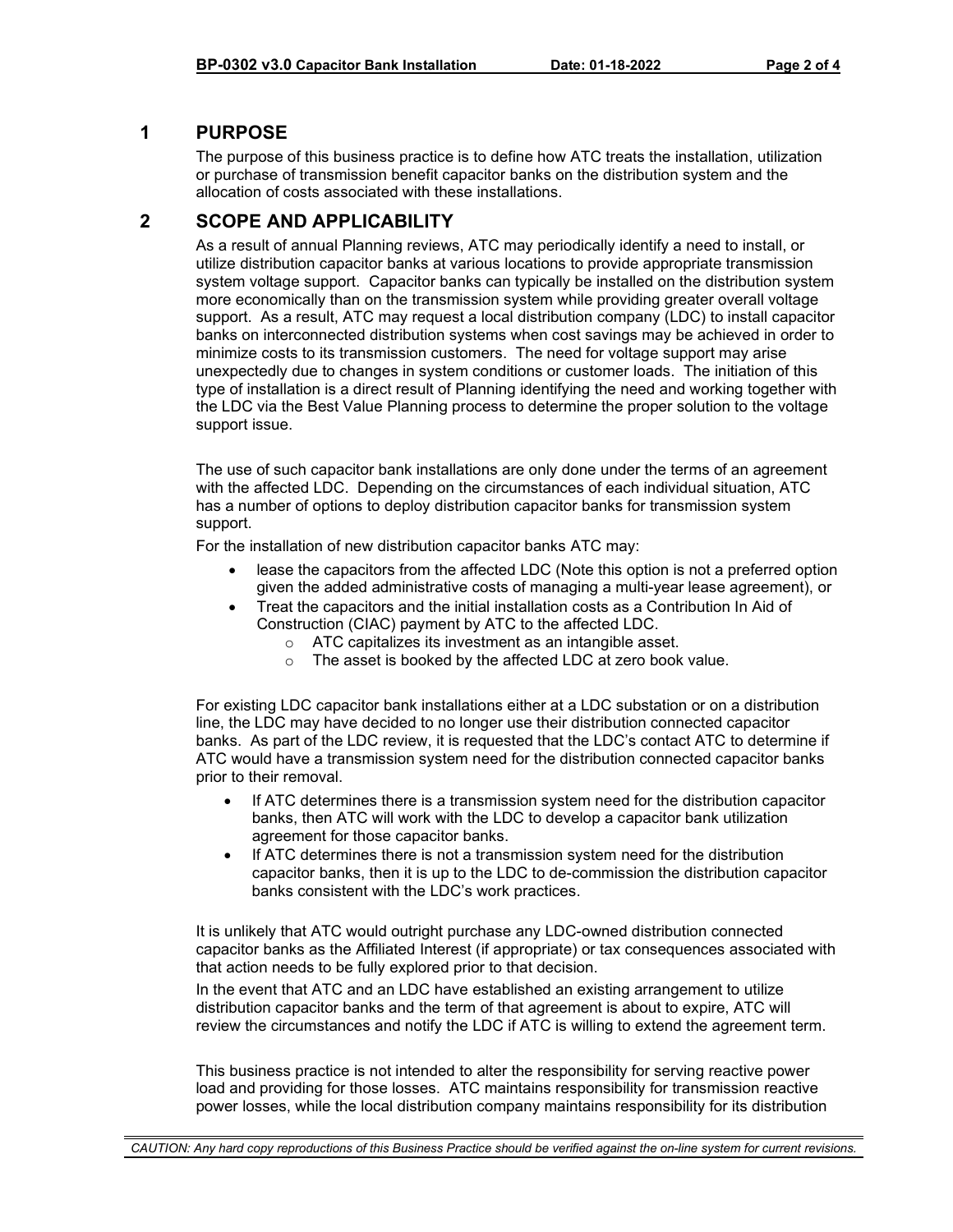## 1 PURPOSE

The purpose of this business practice is to define how ATC treats the installation, utilization or purchase of transmission benefit capacitor banks on the distribution system and the allocation of costs associated with these installations.

## 2 SCOPE AND APPLICABILITY

As a result of annual Planning reviews, ATC may periodically identify a need to install, or utilize distribution capacitor banks at various locations to provide appropriate transmission system voltage support. Capacitor banks can typically be installed on the distribution system more economically than on the transmission system while providing greater overall voltage support. As a result, ATC may request a local distribution company (LDC) to install capacitor banks on interconnected distribution systems when cost savings may be achieved in order to minimize costs to its transmission customers. The need for voltage support may arise unexpectedly due to changes in system conditions or customer loads. The initiation of this type of installation is a direct result of Planning identifying the need and working together with the LDC via the Best Value Planning process to determine the proper solution to the voltage support issue.

The use of such capacitor bank installations are only done under the terms of an agreement with the affected LDC. Depending on the circumstances of each individual situation, ATC has a number of options to deploy distribution capacitor banks for transmission system support.

For the installation of new distribution capacitor banks ATC may:

- lease the capacitors from the affected LDC (Note this option is not a preferred option given the added administrative costs of managing a multi-year lease agreement), or
- Treat the capacitors and the initial installation costs as a Contribution In Aid of Construction (CIAC) payment by ATC to the affected LDC.
  - ATC capitalizes its investment as an intangible asset.
  - The asset is booked by the affected LDC at zero book value.

For existing LDC capacitor bank installations either at a LDC substation or on a distribution line, the LDC may have decided to no longer use their distribution connected capacitor banks. As part of the LDC review, it is requested that the LDC's contact ATC to determine if ATC would have a transmission system need for the distribution connected capacitor banks prior to their removal.

- If ATC determines there is a transmission system need for the distribution capacitor banks, then ATC will work with the LDC to develop a capacitor bank utilization agreement for those capacitor banks.
- If ATC determines there is not a transmission system need for the distribution capacitor banks, then it is up to the LDC to de-commission the distribution capacitor banks consistent with the LDC's work practices.

It is unlikely that ATC would outright purchase any LDC-owned distribution connected capacitor banks as the Affiliated Interest (if appropriate) or tax consequences associated with that action needs to be fully explored prior to that decision.

In the event that ATC and an LDC have established an existing arrangement to utilize distribution capacitor banks and the term of that agreement is about to expire, ATC will review the circumstances and notify the LDC if ATC is willing to extend the agreement term.

This business practice is not intended to alter the responsibility for serving reactive power load and providing for those losses. ATC maintains responsibility for transmission reactive power losses, while the local distribution company maintains responsibility for its distribution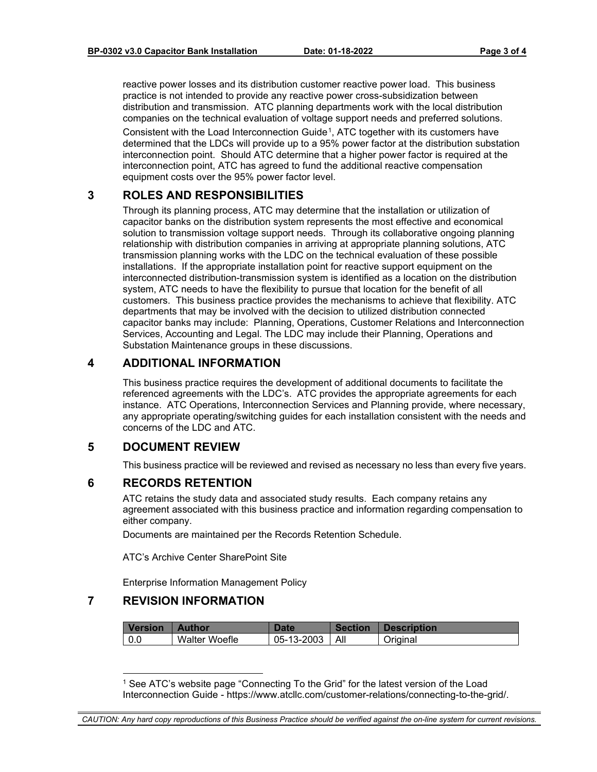reactive power losses and its distribution customer reactive power load. This business practice is not intended to provide any reactive power cross-subsidization between distribution and transmission. ATC planning departments work with the local distribution companies on the technical evaluation of voltage support needs and preferred solutions.

Consistent with the Load Interconnection Guide[1], ATC together with its customers have determined that the LDCs will provide up to a 95% power factor at the distribution substation interconnection point. Should ATC determine that a higher power factor is required at the interconnection point, ATC has agreed to fund the additional reactive compensation equipment costs over the 95% power factor level.

## 3 ROLES AND RESPONSIBILITIES

Through its planning process, ATC may determine that the installation or utilization of capacitor banks on the distribution system represents the most effective and economical solution to transmission voltage support needs. Through its collaborative ongoing planning relationship with distribution companies in arriving at appropriate planning solutions, ATC transmission planning works with the LDC on the technical evaluation of these possible installations. If the appropriate installation point for reactive support equipment on the interconnected distribution-transmission system is identified as a location on the distribution system, ATC needs to have the flexibility to pursue that location for the benefit of all customers. This business practice provides the mechanisms to achieve that flexibility. ATC departments that may be involved with the decision to utilized distribution connected capacitor banks may include: Planning, Operations, Customer Relations and Interconnection Services, Accounting and Legal. The LDC may include their Planning, Operations and Substation Maintenance groups in these discussions.

## 4 ADDITIONAL INFORMATION

This business practice requires the development of additional documents to facilitate the referenced agreements with the LDC's. ATC provides the appropriate agreements for each instance. ATC Operations, Interconnection Services and Planning provide, where necessary, any appropriate operating/switching guides for each installation consistent with the needs and concerns of the LDC and ATC.

## 5 DOCUMENT REVIEW

This business practice will be reviewed and revised as necessary no less than every five years.

## 6 RECORDS RETENTION

ATC retains the study data and associated study results. Each company retains any agreement associated with this business practice and information regarding compensation to either company.

Documents are maintained per the Records Retention Schedule.

ATC's Archive Center SharePoint Site

Enterprise Information Management Policy

## 7 REVISION INFORMATION

| Version | Author | Date | Section | Description |
|---|---|---|---|---|
| 0.0 | Walter Woefle | 05-13-2003 | All | Original |

[1] See ATC's website page "Connecting To the Grid" for the latest version of the Load Interconnection Guide - https://www.atcllc.com/customer-relations/connecting-to-the-grid/.

*CAUTION: Any hard copy reproductions of this Business Practice should be verified against the on-line system for current revisions.*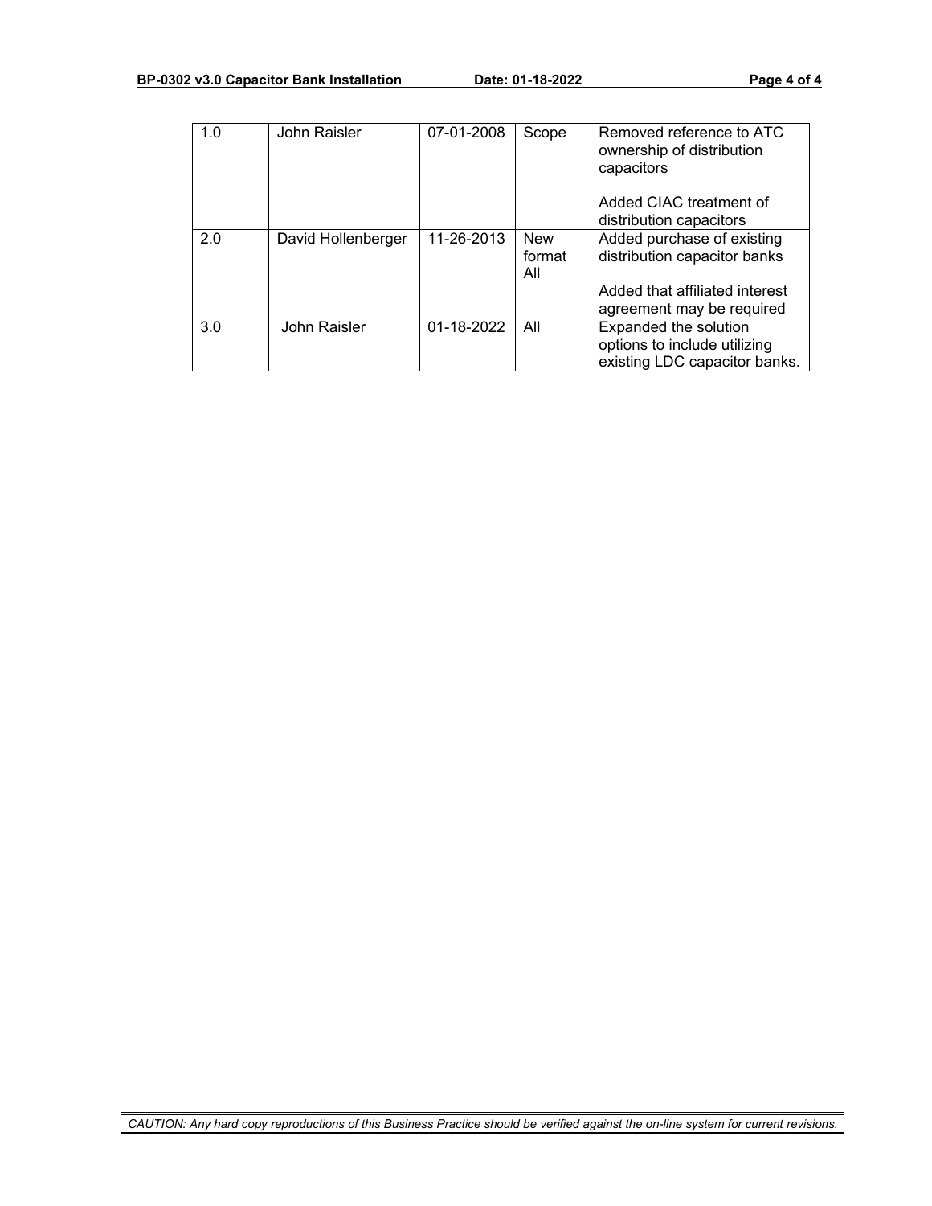| | | | | |
|---|---|---|---|---|
| 1.0 | John Raisler | 07-01-2008 | Scope | Removed reference to ATC ownership of distribution capacitors<br><br>Added CIAC treatment of distribution capacitors |
| 2.0 | David Hollenberger | 11-26-2013 | New format All | Added purchase of existing distribution capacitor banks<br><br>Added that affiliated interest agreement may be required |
| 3.0 | John Raisler | 01-18-2022 | All | Expanded the solution options to include utilizing existing LDC capacitor banks. |

*CAUTION: Any hard copy reproductions of this Business Practice should be verified against the on-line system for current revisions.*